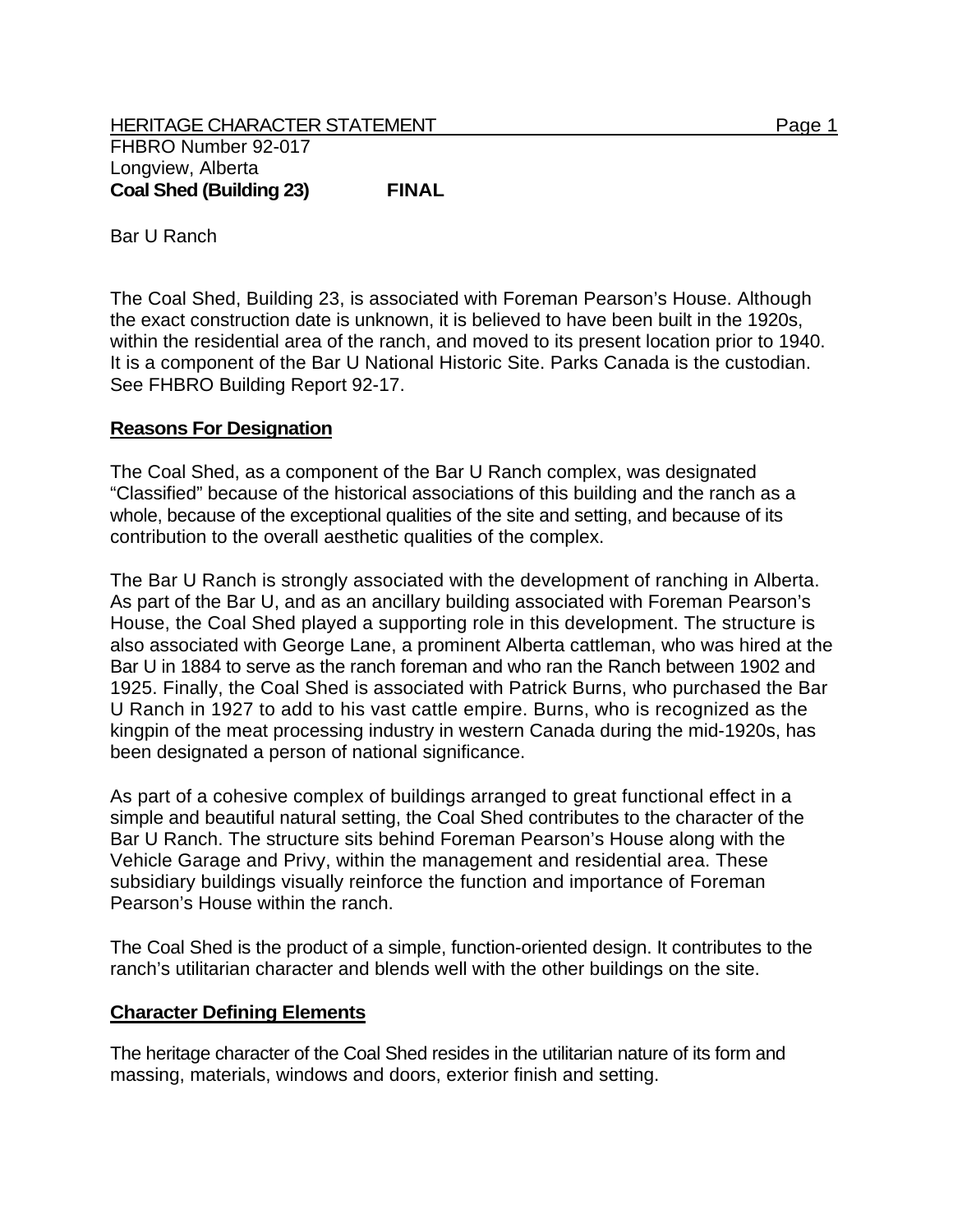HERITAGE CHARACTER STATEMENT

FHBRO Number 92-017
Longview, Alberta
**Coal Shed (Building 23)** **FINAL**

Bar U Ranch

The Coal Shed, Building 23, is associated with Foreman Pearson's House. Although the exact construction date is unknown, it is believed to have been built in the 1920s, within the residential area of the ranch, and moved to its present location prior to 1940. It is a component of the Bar U National Historic Site. Parks Canada is the custodian. See FHBRO Building Report 92-17.

## Reasons For Designation

The Coal Shed, as a component of the Bar U Ranch complex, was designated "Classified" because of the historical associations of this building and the ranch as a whole, because of the exceptional qualities of the site and setting, and because of its contribution to the overall aesthetic qualities of the complex.

The Bar U Ranch is strongly associated with the development of ranching in Alberta. As part of the Bar U, and as an ancillary building associated with Foreman Pearson's House, the Coal Shed played a supporting role in this development. The structure is also associated with George Lane, a prominent Alberta cattleman, who was hired at the Bar U in 1884 to serve as the ranch foreman and who ran the Ranch between 1902 and 1925. Finally, the Coal Shed is associated with Patrick Burns, who purchased the Bar U Ranch in 1927 to add to his vast cattle empire. Burns, who is recognized as the kingpin of the meat processing industry in western Canada during the mid-1920s, has been designated a person of national significance.

As part of a cohesive complex of buildings arranged to great functional effect in a simple and beautiful natural setting, the Coal Shed contributes to the character of the Bar U Ranch. The structure sits behind Foreman Pearson's House along with the Vehicle Garage and Privy, within the management and residential area. These subsidiary buildings visually reinforce the function and importance of Foreman Pearson's House within the ranch.

The Coal Shed is the product of a simple, function-oriented design. It contributes to the ranch's utilitarian character and blends well with the other buildings on the site.

## Character Defining Elements

The heritage character of the Coal Shed resides in the utilitarian nature of its form and massing, materials, windows and doors, exterior finish and setting.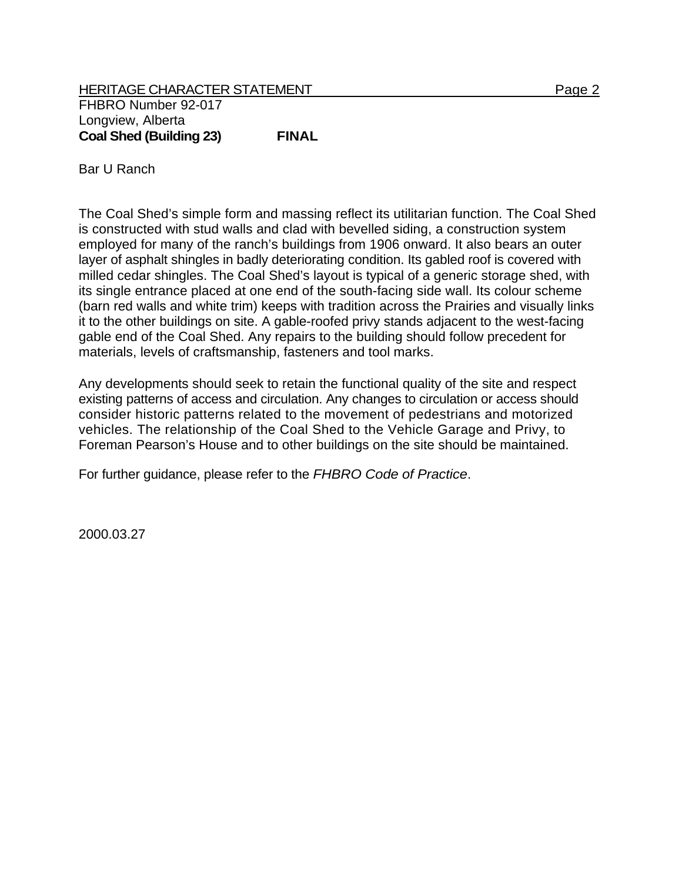FHBRO Number 92-017
Longview, Alberta
**Coal Shed (Building 23)** **FINAL**

Bar U Ranch

The Coal Shed's simple form and massing reflect its utilitarian function. The Coal Shed is constructed with stud walls and clad with bevelled siding, a construction system employed for many of the ranch's buildings from 1906 onward. It also bears an outer layer of asphalt shingles in badly deteriorating condition. Its gabled roof is covered with milled cedar shingles. The Coal Shed's layout is typical of a generic storage shed, with its single entrance placed at one end of the south-facing side wall. Its colour scheme (barn red walls and white trim) keeps with tradition across the Prairies and visually links it to the other buildings on site. A gable-roofed privy stands adjacent to the west-facing gable end of the Coal Shed. Any repairs to the building should follow precedent for materials, levels of craftsmanship, fasteners and tool marks.

Any developments should seek to retain the functional quality of the site and respect existing patterns of access and circulation. Any changes to circulation or access should consider historic patterns related to the movement of pedestrians and motorized vehicles. The relationship of the Coal Shed to the Vehicle Garage and Privy, to Foreman Pearson's House and to other buildings on the site should be maintained.

For further guidance, please refer to the *FHBRO Code of Practice*.

2000.03.27